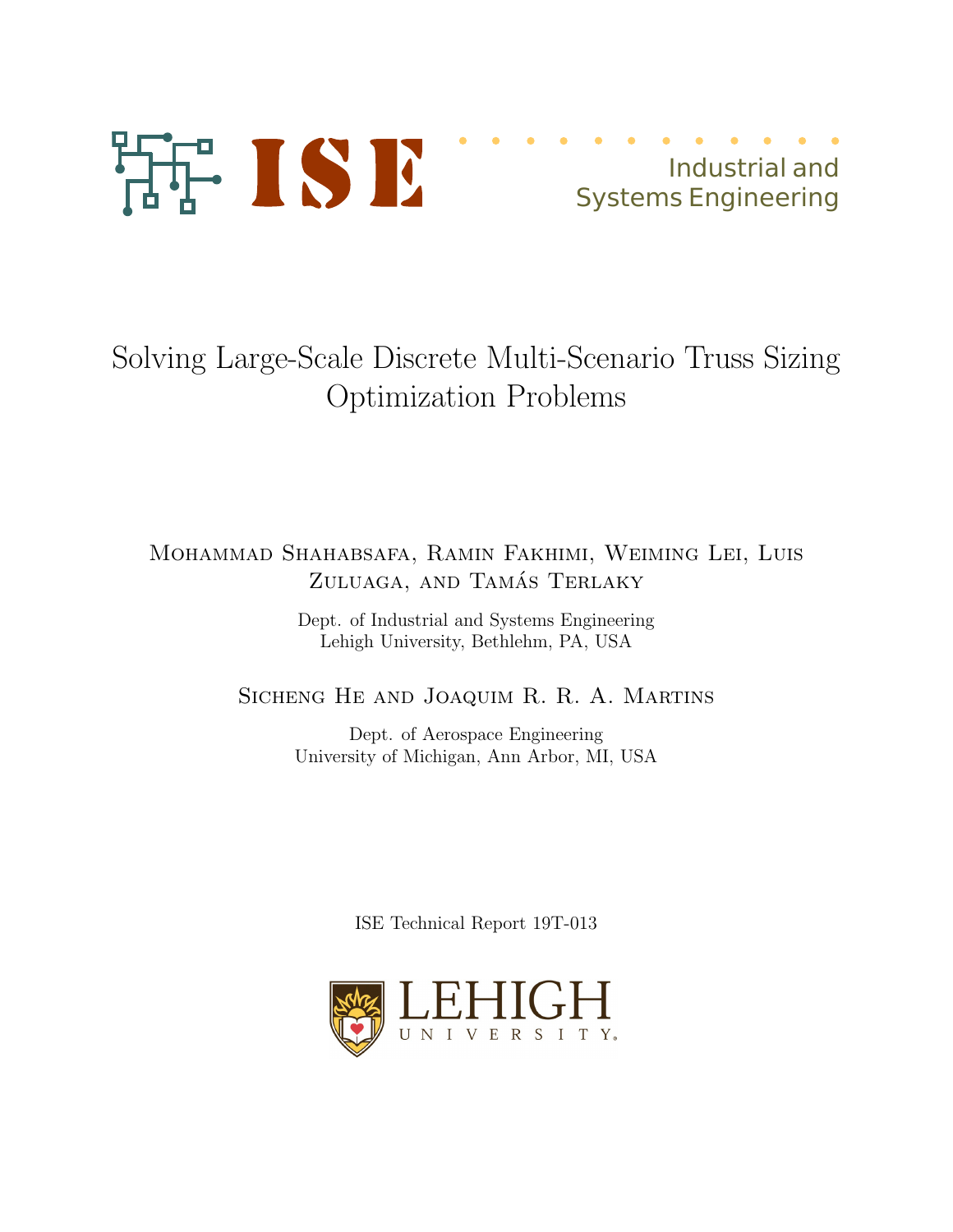ISE

Industrial and Systems Engineering

# Solving Large-Scale Discrete Multi-Scenario Truss Sizing Optimization Problems

Mohammad Shahabsafa, Ramin Fakhimi, Weiming Lei, Luis Zuluaga, and Tamás Terlaky

Dept. of Industrial and Systems Engineering
Lehigh University, Bethlehm, PA, USA

Sicheng He and Joaquim R. R. A. Martins

Dept. of Aerospace Engineering
University of Michigan, Ann Arbor, MI, USA

ISE Technical Report 19T-013

LEHIGH UNIVERSITY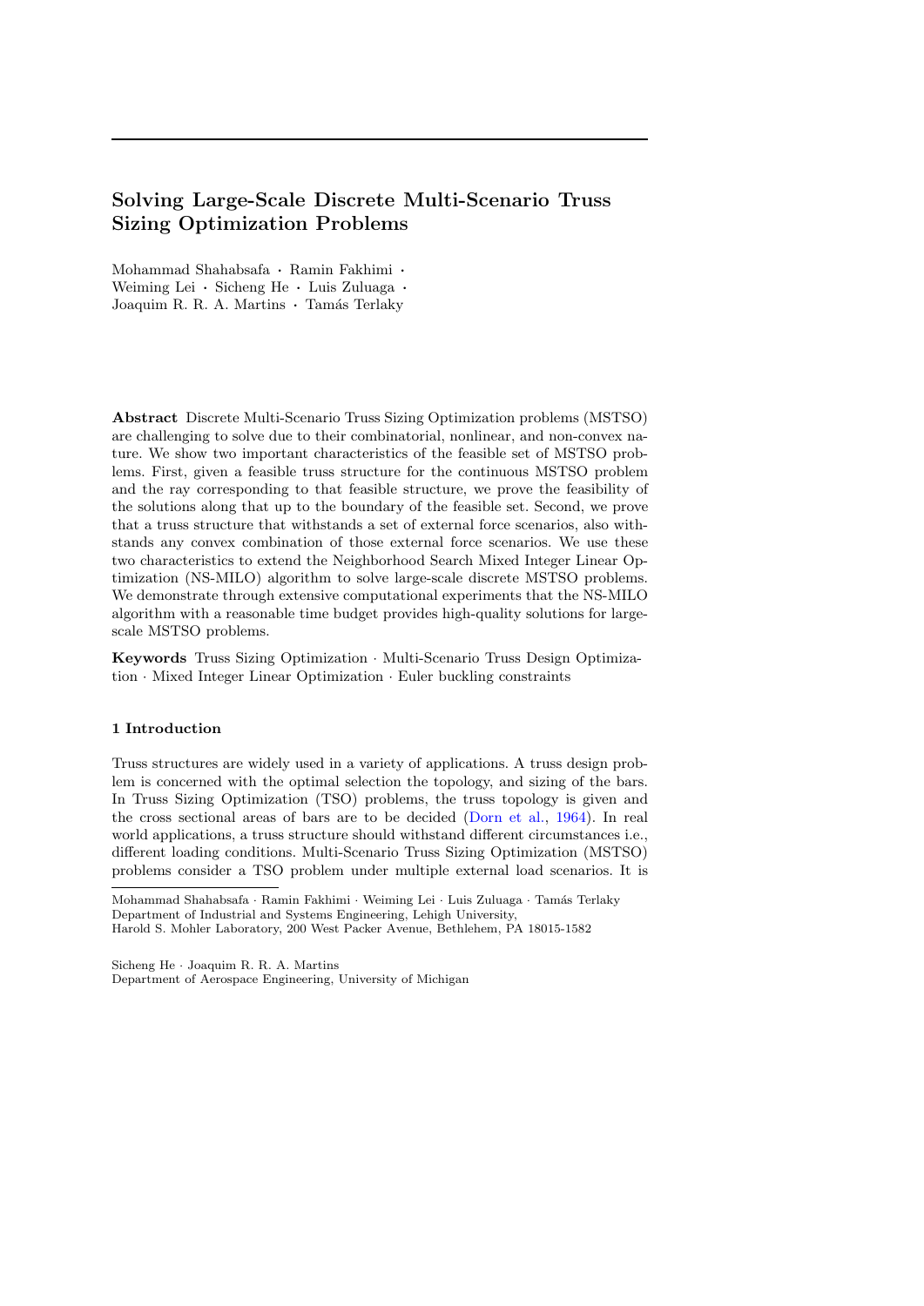# Solving Large-Scale Discrete Multi-Scenario Truss Sizing Optimization Problems

Mohammad Shahabsafa · Ramin Fakhimi · Weiming Lei · Sicheng He · Luis Zuluaga · Joaquim R. R. A. Martins · Tamás Terlaky

**Abstract** Discrete Multi-Scenario Truss Sizing Optimization problems (MSTSO) are challenging to solve due to their combinatorial, nonlinear, and non-convex nature. We show two important characteristics of the feasible set of MSTSO problems. First, given a feasible truss structure for the continuous MSTSO problem and the ray corresponding to that feasible structure, we prove the feasibility of the solutions along that up to the boundary of the feasible set. Second, we prove that a truss structure that withstands a set of external force scenarios, also withstands any convex combination of those external force scenarios. We use these two characteristics to extend the Neighborhood Search Mixed Integer Linear Optimization (NS-MILO) algorithm to solve large-scale discrete MSTSO problems. We demonstrate through extensive computational experiments that the NS-MILO algorithm with a reasonable time budget provides high-quality solutions for large-scale MSTSO problems.

**Keywords** Truss Sizing Optimization · Multi-Scenario Truss Design Optimization · Mixed Integer Linear Optimization · Euler buckling constraints

## 1 Introduction

Truss structures are widely used in a variety of applications. A truss design problem is concerned with the optimal selection the topology, and sizing of the bars. In Truss Sizing Optimization (TSO) problems, the truss topology is given and the cross sectional areas of bars are to be decided (Dorn et al., 1964). In real world applications, a truss structure should withstand different circumstances i.e., different loading conditions. Multi-Scenario Truss Sizing Optimization (MSTSO) problems consider a TSO problem under multiple external load scenarios. It is

---

Mohammad Shahabsafa · Ramin Fakhimi · Weiming Lei · Luis Zuluaga · Tamás Terlaky
Department of Industrial and Systems Engineering, Lehigh University,
Harold S. Mohler Laboratory, 200 West Packer Avenue, Bethlehem, PA 18015-1582

Sicheng He · Joaquim R. R. A. Martins
Department of Aerospace Engineering, University of Michigan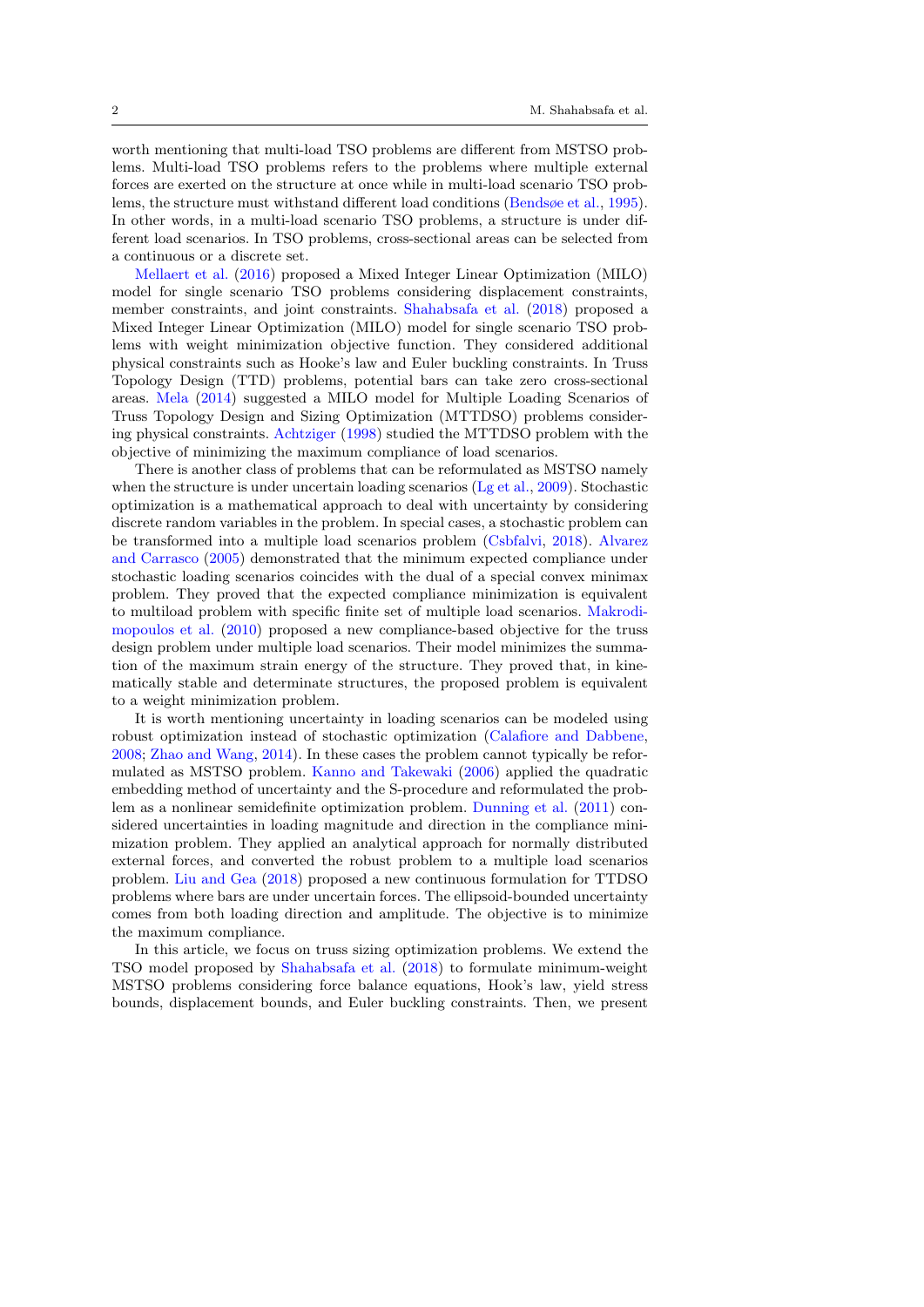worth mentioning that multi-load TSO problems are different from MSTSO problems. Multi-load TSO problems refers to the problems where multiple external forces are exerted on the structure at once while in multi-load scenario TSO problems, the structure must withstand different load conditions (Bendsøe et al., 1995). In other words, in a multi-load scenario TSO problems, a structure is under different load scenarios. In TSO problems, cross-sectional areas can be selected from a continuous or a discrete set.

Mellaert et al. (2016) proposed a Mixed Integer Linear Optimization (MILO) model for single scenario TSO problems considering displacement constraints, member constraints, and joint constraints. Shahabsafa et al. (2018) proposed a Mixed Integer Linear Optimization (MILO) model for single scenario TSO problems with weight minimization objective function. They considered additional physical constraints such as Hooke's law and Euler buckling constraints. In Truss Topology Design (TTD) problems, potential bars can take zero cross-sectional areas. Mela (2014) suggested a MILO model for Multiple Loading Scenarios of Truss Topology Design and Sizing Optimization (MTTDSO) problems considering physical constraints. Achtziger (1998) studied the MTTDSO problem with the objective of minimizing the maximum compliance of load scenarios.

There is another class of problems that can be reformulated as MSTSO namely when the structure is under uncertain loading scenarios (Lg et al., 2009). Stochastic optimization is a mathematical approach to deal with uncertainty by considering discrete random variables in the problem. In special cases, a stochastic problem can be transformed into a multiple load scenarios problem (Csbfalvi, 2018). Alvarez and Carrasco (2005) demonstrated that the minimum expected compliance under stochastic loading scenarios coincides with the dual of a special convex minimax problem. They proved that the expected compliance minimization is equivalent to multiload problem with specific finite set of multiple load scenarios. Makrodimopoulos et al. (2010) proposed a new compliance-based objective for the truss design problem under multiple load scenarios. Their model minimizes the summation of the maximum strain energy of the structure. They proved that, in kinematically stable and determinate structures, the proposed problem is equivalent to a weight minimization problem.

It is worth mentioning uncertainty in loading scenarios can be modeled using robust optimization instead of stochastic optimization (Calafiore and Dabbene, 2008; Zhao and Wang, 2014). In these cases the problem cannot typically be reformulated as MSTSO problem. Kanno and Takewaki (2006) applied the quadratic embedding method of uncertainty and the S-procedure and reformulated the problem as a nonlinear semidefinite optimization problem. Dunning et al. (2011) considered uncertainties in loading magnitude and direction in the compliance minimization problem. They applied an analytical approach for normally distributed external forces, and converted the robust problem to a multiple load scenarios problem. Liu and Gea (2018) proposed a new continuous formulation for TTDSO problems where bars are under uncertain forces. The ellipsoid-bounded uncertainty comes from both loading direction and amplitude. The objective is to minimize the maximum compliance.

In this article, we focus on truss sizing optimization problems. We extend the TSO model proposed by Shahabsafa et al. (2018) to formulate minimum-weight MSTSO problems considering force balance equations, Hook's law, yield stress bounds, displacement bounds, and Euler buckling constraints. Then, we present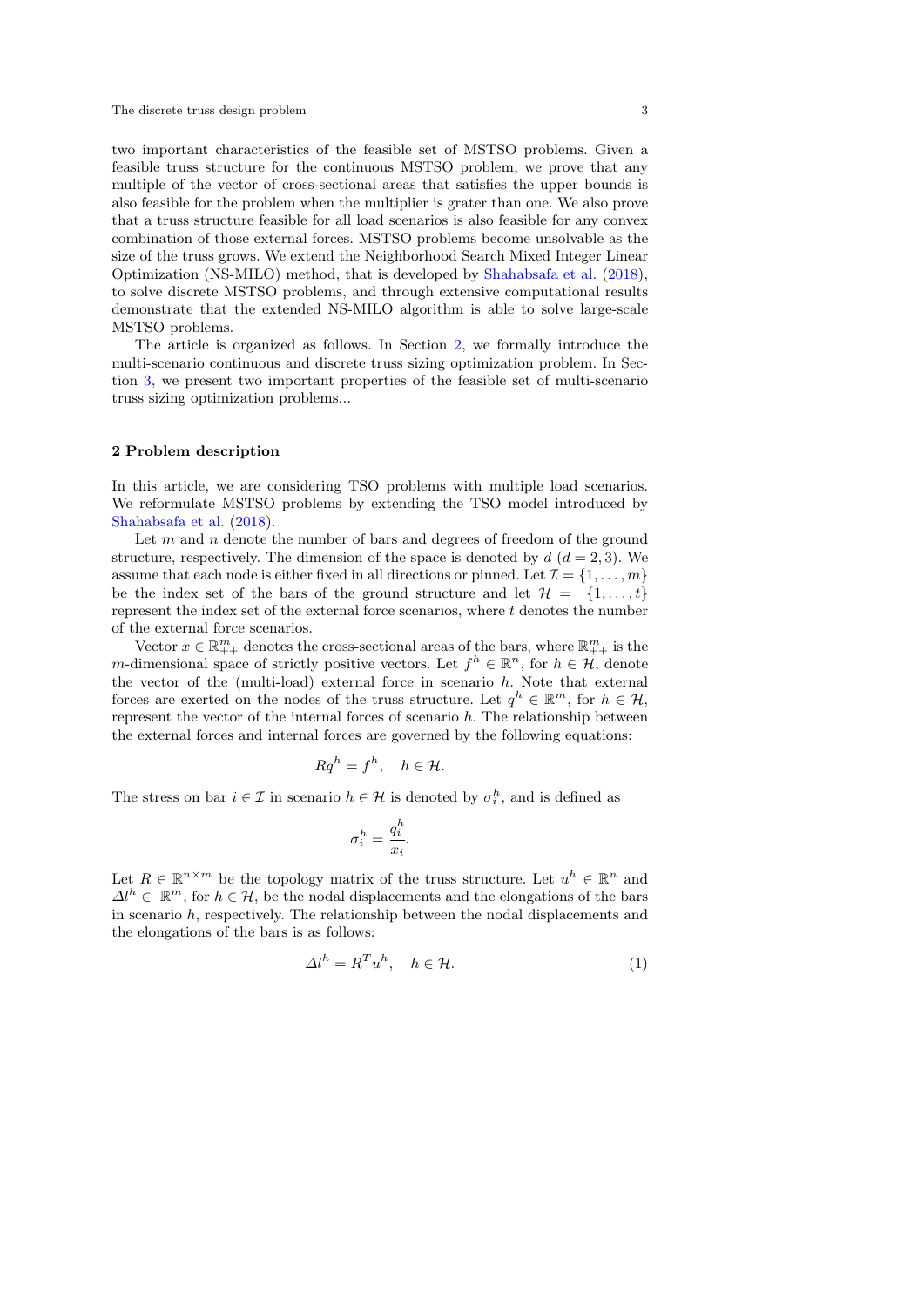two important characteristics of the feasible set of MSTSO problems. Given a feasible truss structure for the continuous MSTSO problem, we prove that any multiple of the vector of cross-sectional areas that satisfies the upper bounds is also feasible for the problem when the multiplier is grater than one. We also prove that a truss structure feasible for all load scenarios is also feasible for any convex combination of those external forces. MSTSO problems become unsolvable as the size of the truss grows. We extend the Neighborhood Search Mixed Integer Linear Optimization (NS-MILO) method, that is developed by Shahabsafa et al. (2018), to solve discrete MSTSO problems, and through extensive computational results demonstrate that the extended NS-MILO algorithm is able to solve large-scale MSTSO problems.

The article is organized as follows. In Section 2, we formally introduce the multi-scenario continuous and discrete truss sizing optimization problem. In Section 3, we present two important properties of the feasible set of multi-scenario truss sizing optimization problems...

## 2 Problem description

In this article, we are considering TSO problems with multiple load scenarios. We reformulate MSTSO problems by extending the TSO model introduced by Shahabsafa et al. (2018).

Let $m$ and $n$ denote the number of bars and degrees of freedom of the ground structure, respectively. The dimension of the space is denoted by $d$ ($d = 2, 3$). We assume that each node is either fixed in all directions or pinned. Let $\mathcal{I} = \{1, \ldots, m\}$ be the index set of the bars of the ground structure and let $\mathcal{H} = \{1, \ldots, t\}$ represent the index set of the external force scenarios, where $t$ denotes the number of the external force scenarios.

Vector $x \in \mathbb{R}^m_{++}$ denotes the cross-sectional areas of the bars, where $\mathbb{R}^m_{++}$ is the $m$-dimensional space of strictly positive vectors. Let $f^h \in \mathbb{R}^n$, for $h \in \mathcal{H}$, denote the vector of the (multi-load) external force in scenario $h$. Note that external forces are exerted on the nodes of the truss structure. Let $q^h \in \mathbb{R}^m$, for $h \in \mathcal{H}$, represent the vector of the internal forces of scenario $h$. The relationship between the external forces and internal forces are governed by the following equations:

$$Rq^h = f^h, \quad h \in \mathcal{H}.$$

The stress on bar $i \in \mathcal{I}$ in scenario $h \in \mathcal{H}$ is denoted by $\sigma_i^h$, and is defined as

$$\sigma_i^h = \frac{q_i^h}{x_i}.$$

Let $R \in \mathbb{R}^{n \times m}$ be the topology matrix of the truss structure. Let $u^h \in \mathbb{R}^n$ and $\Delta l^h \in \mathbb{R}^m$, for $h \in \mathcal{H}$, be the nodal displacements and the elongations of the bars in scenario $h$, respectively. The relationship between the nodal displacements and the elongations of the bars is as follows:

$$\Delta l^h = R^T u^h, \quad h \in \mathcal{H}. \tag{1}$$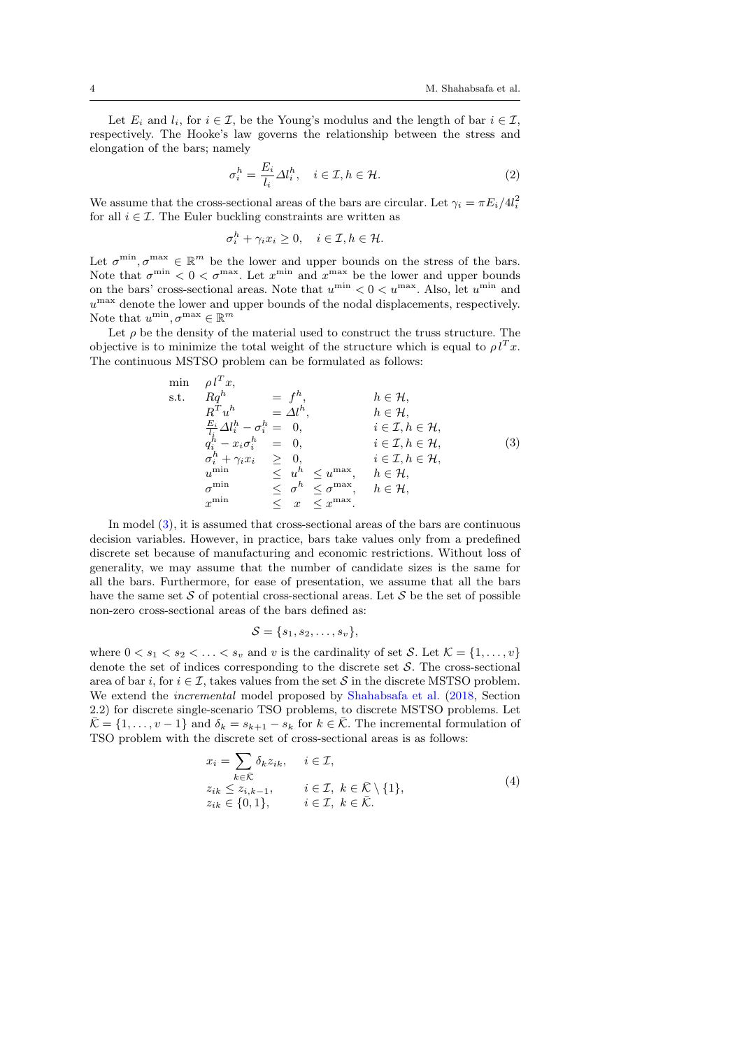Let $E_i$ and $l_i$, for $i \in \mathcal{I}$, be the Young's modulus and the length of bar $i \in \mathcal{I}$, respectively. The Hooke's law governs the relationship between the stress and elongation of the bars; namely

$$\sigma_i^h = \frac{E_i}{l_i} \Delta l_i^h, \quad i \in \mathcal{I}, h \in \mathcal{H}. \tag{2}$$

We assume that the cross-sectional areas of the bars are circular. Let $\gamma_i = \pi E_i / 4 l_i^2$ for all $i \in \mathcal{I}$. The Euler buckling constraints are written as

$$\sigma_i^h + \gamma_i x_i \geq 0, \quad i \in \mathcal{I}, h \in \mathcal{H}.$$

Let $\sigma^{\min}, \sigma^{\max} \in \mathbb{R}^m$ be the lower and upper bounds on the stress of the bars. Note that $\sigma^{\min} < 0 < \sigma^{\max}$. Let $x^{\min}$ and $x^{\max}$ be the lower and upper bounds on the bars' cross-sectional areas. Note that $u^{\min} < 0 < u^{\max}$. Also, let $u^{\min}$ and $u^{\max}$ denote the lower and upper bounds of the nodal displacements, respectively. Note that $u^{\min}, \sigma^{\max} \in \mathbb{R}^m$

Let $\rho$ be the density of the material used to construct the truss structure. The objective is to minimize the total weight of the structure which is equal to $\rho\, l^T x$. The continuous MSTSO problem can be formulated as follows:

$$
\begin{array}{lllll}
\min & \rho\, l^T x, & & & \\
\text{s.t.} & R q^h & = f^h, & & h \in \mathcal{H}, \\
& R^T u^h & = \Delta l^h, & & h \in \mathcal{H}, \\
& \frac{E_i}{l_i} \Delta l_i^h - \sigma_i^h & = 0, & & i \in \mathcal{I}, h \in \mathcal{H}, \\
& q_i^h - x_i \sigma_i^h & = 0, & & i \in \mathcal{I}, h \in \mathcal{H}, \\
& \sigma_i^h + \gamma_i x_i & \geq 0, & & i \in \mathcal{I}, h \in \mathcal{H}, \\
& u^{\min} & \leq u^h & \leq u^{\max}, & h \in \mathcal{H}, \\
& \sigma^{\min} & \leq \sigma^h & \leq \sigma^{\max}, & h \in \mathcal{H}, \\
& x^{\min} & \leq x & \leq x^{\max}. &
\end{array} \tag{3}
$$

In model (3), it is assumed that cross-sectional areas of the bars are continuous decision variables. However, in practice, bars take values only from a predefined discrete set because of manufacturing and economic restrictions. Without loss of generality, we may assume that the number of candidate sizes is the same for all the bars. Furthermore, for ease of presentation, we assume that all the bars have the same set $\mathcal{S}$ of potential cross-sectional areas. Let $\mathcal{S}$ be the set of possible non-zero cross-sectional areas of the bars defined as:

$$\mathcal{S} = \{s_1, s_2, \ldots, s_v\},$$

where $0 < s_1 < s_2 < \ldots < s_v$ and $v$ is the cardinality of set $\mathcal{S}$. Let $\mathcal{K} = \{1, \ldots, v\}$ denote the set of indices corresponding to the discrete set $\mathcal{S}$. The cross-sectional area of bar $i$, for $i \in \mathcal{I}$, takes values from the set $\mathcal{S}$ in the discrete MSTSO problem. We extend the *incremental* model proposed by Shahabsafa et al. (2018, Section 2.2) for discrete single-scenario TSO problems, to discrete MSTSO problems. Let $\bar{\mathcal{K}} = \{1, \ldots, v-1\}$ and $\delta_k = s_{k+1} - s_k$ for $k \in \bar{\mathcal{K}}$. The incremental formulation of TSO problem with the discrete set of cross-sectional areas is as follows:

$$
\begin{array}{ll}
x_i = \sum_{k \in \bar{\mathcal{K}}} \delta_k z_{ik}, & i \in \mathcal{I}, \\
z_{ik} \leq z_{i,k-1}, & i \in \mathcal{I},\ k \in \bar{\mathcal{K}} \setminus \{1\}, \\
z_{ik} \in \{0, 1\}, & i \in \mathcal{I},\ k \in \bar{\mathcal{K}}.
\end{array} \tag{4}
$$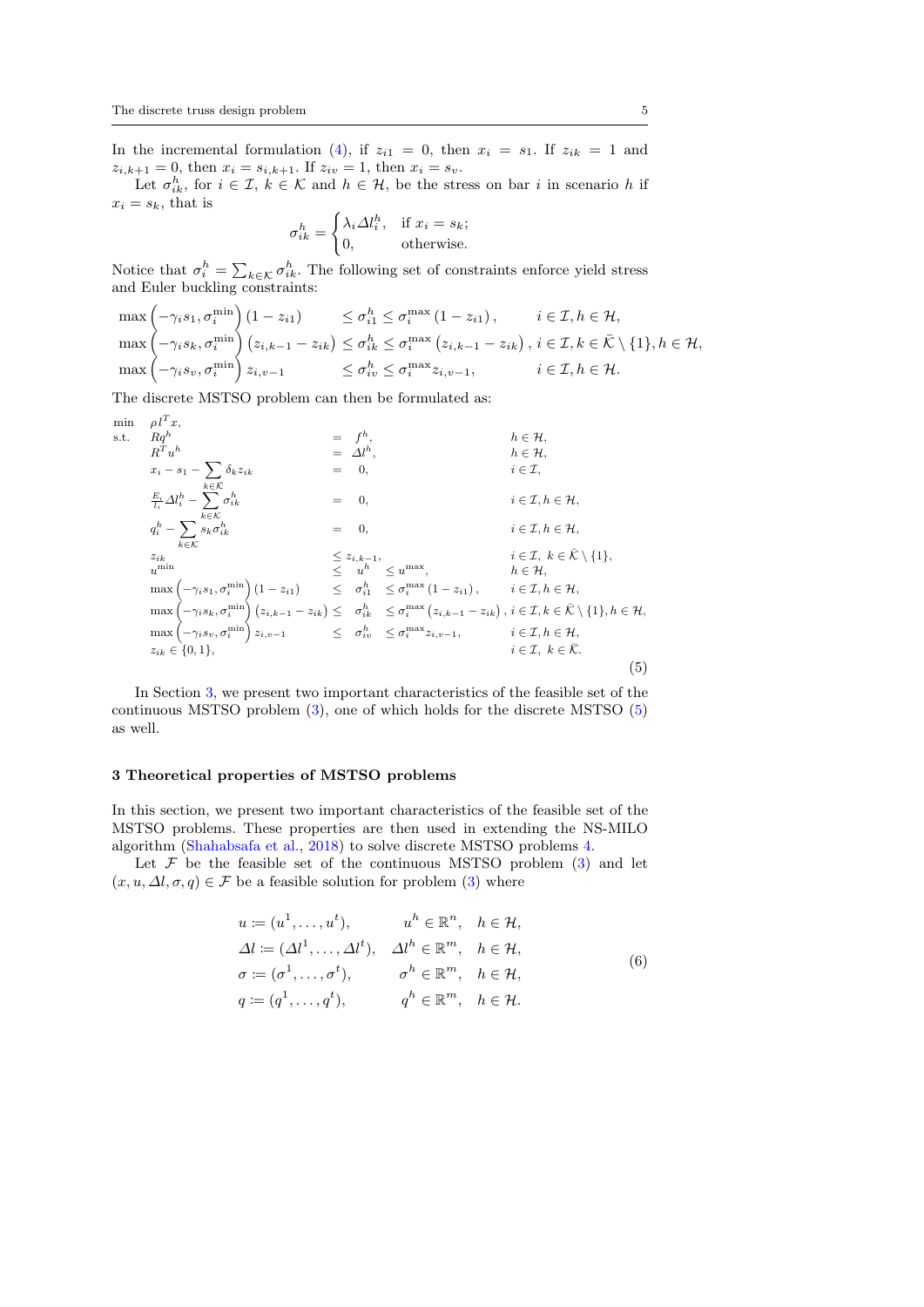In the incremental formulation (4), if $z_{i1} = 0$, then $x_i = s_1$. If $z_{ik} = 1$ and $z_{i,k+1} = 0$, then $x_i = s_{i,k+1}$. If $z_{iv} = 1$, then $x_i = s_v$.

Let $\sigma_{ik}^h$, for $i \in \mathcal{I}$, $k \in \mathcal{K}$ and $h \in \mathcal{H}$, be the stress on bar $i$ in scenario $h$ if $x_i = s_k$, that is

$$
\sigma_{ik}^h = \begin{cases} \lambda_i \Delta l_i^h, & \text{if } x_i = s_k; \\ 0, & \text{otherwise.} \end{cases}
$$

Notice that $\sigma_i^h = \sum_{k\in\mathcal{K}} \sigma_{ik}^h$. The following set of constraints enforce yield stress and Euler buckling constraints:

$$
\begin{array}{lll}
\max\left(-\gamma_i s_1, \sigma_i^{\min}\right)(1 - z_{i1}) & \leq \sigma_{i1}^h \leq \sigma_i^{\max}(1 - z_{i1}), & i \in \mathcal{I}, h \in \mathcal{H}, \\
\max\left(-\gamma_i s_k, \sigma_i^{\min}\right)(z_{i,k-1} - z_{ik}) & \leq \sigma_{ik}^h \leq \sigma_i^{\max}(z_{i,k-1} - z_{ik}), & i \in \mathcal{I}, k \in \bar{\mathcal{K}} \setminus \{1\}, h \in \mathcal{H}, \\
\max\left(-\gamma_i s_v, \sigma_i^{\min}\right) z_{i,v-1} & \leq \sigma_{iv}^h \leq \sigma_i^{\max} z_{i,v-1}, & i \in \mathcal{I}, h \in \mathcal{H}.
\end{array}
$$

The discrete MSTSO problem can then be formulated as:

$$
\begin{array}{llll}
\min & \rho l^T x, & & \\
\text{s.t.} & R q^h & = f^h, & h \in \mathcal{H}, \\
& R^T u^h & = \Delta l^h, & h \in \mathcal{H}, \\
& x_i - s_1 - \sum_{k\in\mathcal{K}} \delta_k z_{ik} & = 0, & i \in \mathcal{I}, \\
& \frac{E_i}{l_i} \Delta l_i^h - \sum_{k\in\mathcal{K}} \sigma_{ik}^h & = 0, & i \in \mathcal{I}, h \in \mathcal{H}, \\
& q_i^h - \sum_{k\in\mathcal{K}} s_k \sigma_{ik}^h & = 0, & i \in \mathcal{I}, h \in \mathcal{H}, \\
& z_{ik} & \leq z_{i,k-1}, & i \in \mathcal{I},\ k \in \bar{\mathcal{K}} \setminus \{1\}, \\
& u^{\min} \leq u^h & \leq u^{\max}, & h \in \mathcal{H}, \\
& \max\left(-\gamma_i s_1, \sigma_i^{\min}\right)(1 - z_{i1}) \leq \sigma_{i1}^h & \leq \sigma_i^{\max}(1 - z_{i1}), & i \in \mathcal{I}, h \in \mathcal{H}, \\
& \max\left(-\gamma_i s_k, \sigma_i^{\min}\right)(z_{i,k-1} - z_{ik}) \leq \sigma_{ik}^h & \leq \sigma_i^{\max}(z_{i,k-1} - z_{ik}), & i \in \mathcal{I}, k \in \bar{\mathcal{K}} \setminus \{1\}, h \in \mathcal{H}, \\
& \max\left(-\gamma_i s_v, \sigma_i^{\min}\right) z_{i,v-1} \leq \sigma_{iv}^h & \leq \sigma_i^{\max} z_{i,v-1}, & i \in \mathcal{I}, h \in \mathcal{H}, \\
& z_{ik} \in \{0, 1\}, & & i \in \mathcal{I},\ k \in \bar{\mathcal{K}}.
\end{array}
\tag{5}
$$

In Section 3, we present two important characteristics of the feasible set of the continuous MSTSO problem (3), one of which holds for the discrete MSTSO (5) as well.

## 3 Theoretical properties of MSTSO problems

In this section, we present two important characteristics of the feasible set of the MSTSO problems. These properties are then used in extending the NS-MILO algorithm (Shahabsafa et al., 2018) to solve discrete MSTSO problems 4.

Let $\mathcal{F}$ be the feasible set of the continuous MSTSO problem (3) and let $(x, u, \Delta l, \sigma, q) \in \mathcal{F}$ be a feasible solution for problem (3) where

$$
\begin{array}{lll}
u := (u^1, \ldots, u^t), & u^h \in \mathbb{R}^n, & h \in \mathcal{H}, \\
\Delta l := (\Delta l^1, \ldots, \Delta l^t), & \Delta l^h \in \mathbb{R}^m, & h \in \mathcal{H}, \\
\sigma := (\sigma^1, \ldots, \sigma^t), & \sigma^h \in \mathbb{R}^m, & h \in \mathcal{H}, \\
q := (q^1, \ldots, q^t), & q^h \in \mathbb{R}^m, & h \in \mathcal{H}.
\end{array}
\tag{6}
$$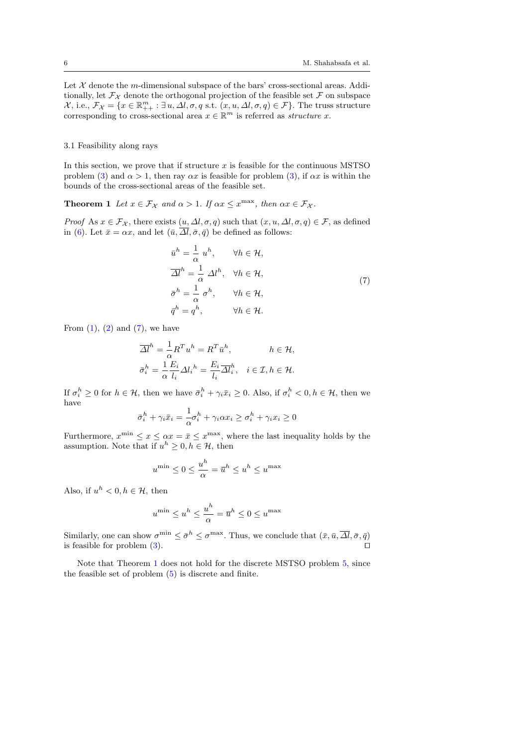Let $\mathcal{X}$ denote the $m$-dimensional subspace of the bars' cross-sectional areas. Additionally, let $\mathcal{F}_{\mathcal{X}}$ denote the orthogonal projection of the feasible set $\mathcal{F}$ on subspace $\mathcal{X}$, i.e., $\mathcal{F}_{\mathcal{X}} = \{x \in \mathbb{R}^m_{++} : \exists\, u, \Delta l, \sigma, q \text{ s.t. } (x, u, \Delta l, \sigma, q) \in \mathcal{F}\}$. The truss structure corresponding to cross-sectional area $x \in \mathbb{R}^m$ is referred as *structure* $x$.

### 3.1 Feasibility along rays

In this section, we prove that if structure $x$ is feasible for the continuous MSTSO problem (3) and $\alpha > 1$, then ray $\alpha x$ is feasible for problem (3), if $\alpha x$ is within the bounds of the cross-sectional areas of the feasible set.

**Theorem 1** *Let $x \in \mathcal{F}_{\mathcal{X}}$ and $\alpha > 1$. If $\alpha x \leq x^{\max}$, then $\alpha x \in \mathcal{F}_{\mathcal{X}}$.*

*Proof* As $x \in \mathcal{F}_{\mathcal{X}}$, there exists $(u, \Delta l, \sigma, q)$ such that $(x, u, \Delta l, \sigma, q) \in \mathcal{F}$, as defined in (6). Let $\bar{x} = \alpha x$, and let $(\bar{u}, \overline{\Delta l}, \bar{\sigma}, \bar{q})$ be defined as follows:

$$
\begin{aligned}
\bar{u}^h &= \frac{1}{\alpha}\, u^h, && \forall h \in \mathcal{H}, \\
\overline{\Delta l}^h &= \frac{1}{\alpha}\, \Delta l^h, && \forall h \in \mathcal{H}, \\
\bar{\sigma}^h &= \frac{1}{\alpha}\, \sigma^h, && \forall h \in \mathcal{H}, \\
\bar{q}^h &= q^h, && \forall h \in \mathcal{H}.
\end{aligned}
\tag{7}
$$

From (1), (2) and (7), we have

$$
\begin{aligned}
\overline{\Delta l}^h &= \frac{1}{\alpha} R^T u^h = R^T \bar{u}^h, && h \in \mathcal{H}, \\
\bar{\sigma}_i^h &= \frac{1}{\alpha} \frac{E_i}{l_i} \Delta l_i^{\,h} = \frac{E_i}{l_i} \overline{\Delta l}_i^h, && i \in \mathcal{I}, h \in \mathcal{H}.
\end{aligned}
$$

If $\sigma_i^h \geq 0$ for $h \in \mathcal{H}$, then we have $\bar{\sigma}_i^h + \gamma_i \bar{x}_i \geq 0$. Also, if $\sigma_i^h < 0, h \in \mathcal{H}$, then we have

$$
\bar{\sigma}_i^h + \gamma_i \bar{x}_i = \frac{1}{\alpha} \sigma_i^h + \gamma_i \alpha x_i \geq \sigma_i^h + \gamma_i x_i \geq 0
$$

Furthermore, $x^{\min} \leq x \leq \alpha x = \bar{x} \leq x^{\max}$, where the last inequality holds by the assumption. Note that if $u^h \geq 0, h \in \mathcal{H}$, then

$$
u^{\min} \leq 0 \leq \frac{u^h}{\alpha} = \bar{u}^h \leq u^h \leq u^{\max}
$$

Also, if $u^h < 0, h \in \mathcal{H}$, then

$$
u^{\min} \leq u^h \leq \frac{u^h}{\alpha} = \bar{u}^h \leq 0 \leq u^{\max}
$$

Similarly, one can show $\sigma^{\min} \leq \bar{\sigma}^h \leq \sigma^{\max}$. Thus, we conclude that $(\bar{x}, \bar{u}, \overline{\Delta l}, \bar{\sigma}, \bar{q})$ is feasible for problem (3). ⊓⊔

Note that Theorem 1 does not hold for the discrete MSTSO problem 5, since the feasible set of problem (5) is discrete and finite.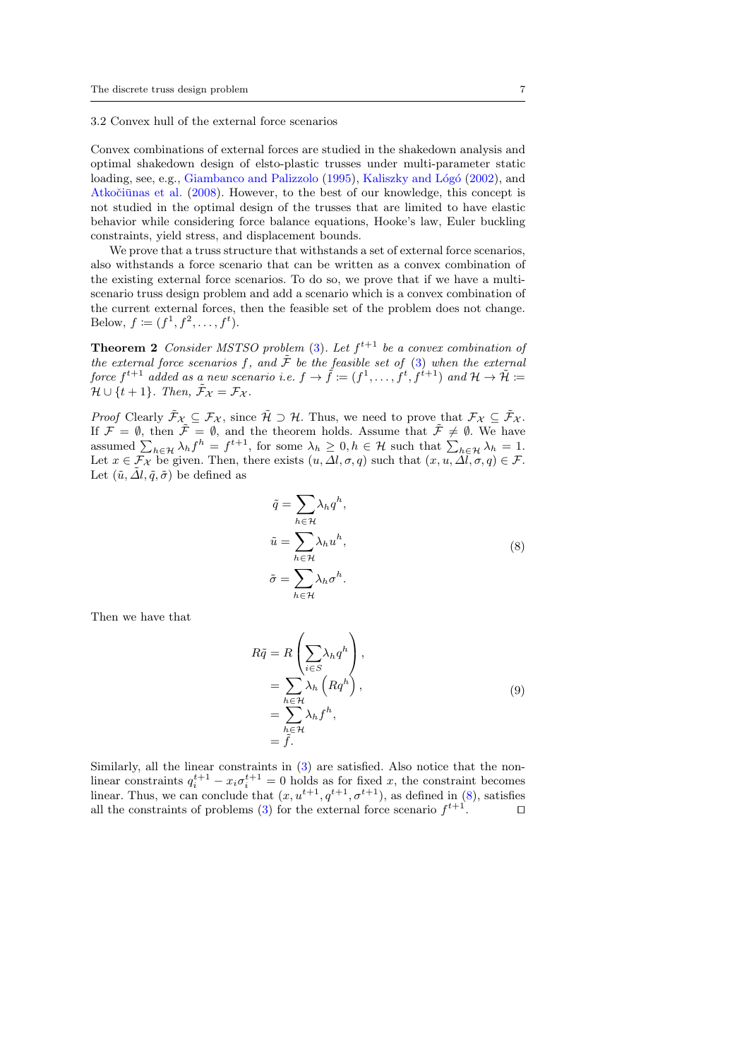### 3.2 Convex hull of the external force scenarios

Convex combinations of external forces are studied in the shakedown analysis and optimal shakedown design of elsto-plastic trusses under multi-parameter static loading, see, e.g., Giambanco and Palizzolo (1995), Kaliszky and Lógó (2002), and Atkočiūnas et al. (2008). However, to the best of our knowledge, this concept is not studied in the optimal design of the trusses that are limited to have elastic behavior while considering force balance equations, Hooke's law, Euler buckling constraints, yield stress, and displacement bounds.

We prove that a truss structure that withstands a set of external force scenarios, also withstands a force scenario that can be written as a convex combination of the existing external force scenarios. To do so, we prove that if we have a multi-scenario truss design problem and add a scenario which is a convex combination of the current external forces, then the feasible set of the problem does not change. Below, $f := (f^1, f^2, \dots, f^t)$.

**Theorem 2** *Consider MSTSO problem (3). Let $f^{t+1}$ be a convex combination of the external force scenarios $f$, and $\tilde{\mathcal{F}}$ be the feasible set of (3) when the external force $f^{t+1}$ added as a new scenario i.e. $f \to \tilde{f} := (f^1, \dots, f^t, f^{t+1})$ and $\mathcal{H} \to \tilde{\mathcal{H}} := \mathcal{H} \cup \{t+1\}$. Then, $\tilde{\mathcal{F}}_{\mathcal{X}} = \mathcal{F}_{\mathcal{X}}$.*

*Proof* Clearly $\tilde{\mathcal{F}}_{\mathcal{X}} \subseteq \mathcal{F}_{\mathcal{X}}$, since $\tilde{\mathcal{H}} \supset \mathcal{H}$. Thus, we need to prove that $\mathcal{F}_{\mathcal{X}} \subseteq \tilde{\mathcal{F}}_{\mathcal{X}}$. If $\mathcal{F} = \emptyset$, then $\tilde{\mathcal{F}} = \emptyset$, and the theorem holds. Assume that $\tilde{\mathcal{F}} \neq \emptyset$. We have assumed $\sum_{h \in \mathcal{H}} \lambda_h f^h = f^{t+1}$, for some $\lambda_h \geq 0, h \in \mathcal{H}$ such that $\sum_{h \in \mathcal{H}} \lambda_h = 1$. Let $x \in \mathcal{F}_{\mathcal{X}}$ be given. Then, there exists $(u, \Delta l, \sigma, q)$ such that $(x, u, \Delta l, \sigma, q) \in \mathcal{F}$. Let $(\tilde{u}, \tilde{\Delta l}, \tilde{q}, \tilde{\sigma})$ be defined as

$$
\begin{aligned}
\tilde{q} &= \sum_{h \in \mathcal{H}} \lambda_h q^h, \\
\tilde{u} &= \sum_{h \in \mathcal{H}} \lambda_h u^h, \\
\tilde{\sigma} &= \sum_{h \in \mathcal{H}} \lambda_h \sigma^h.
\end{aligned}
\tag{8}
$$

Then we have that

$$
\begin{aligned}
R\tilde{q} &= R\left(\sum_{i \in S} \lambda_h q^h\right), \\
&= \sum_{h \in \mathcal{H}} \lambda_h \left(Rq^h\right), \\
&= \sum_{h \in \mathcal{H}} \lambda_h f^h, \\
&= \tilde{f}.
\end{aligned}
\tag{9}
$$

Similarly, all the linear constraints in (3) are satisfied. Also notice that the nonlinear constraints $q_i^{t+1} - x_i \sigma_i^{t+1} = 0$ holds as for fixed $x$, the constraint becomes linear. Thus, we can conclude that $(x, u^{t+1}, q^{t+1}, \sigma^{t+1})$, as defined in (8), satisfies all the constraints of problems (3) for the external force scenario $f^{t+1}$. $\square$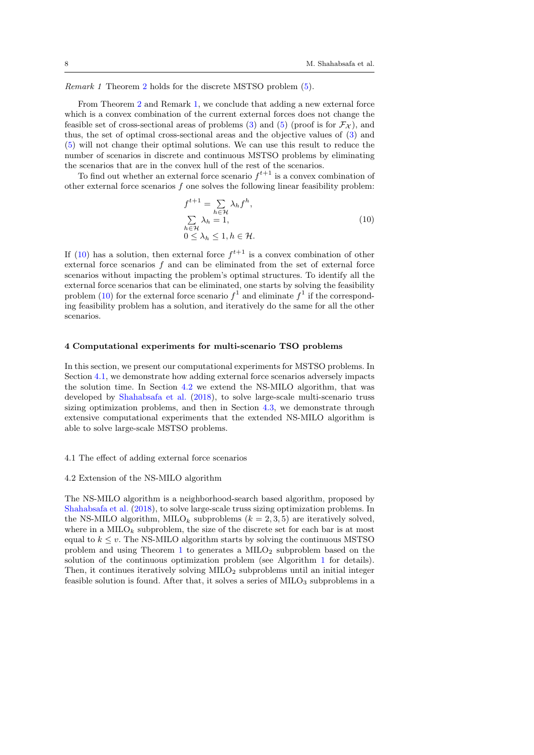*Remark 1* Theorem 2 holds for the discrete MSTSO problem (5).

From Theorem 2 and Remark 1, we conclude that adding a new external force which is a convex combination of the current external forces does not change the feasible set of cross-sectional areas of problems (3) and (5) (proof is for $\mathcal{F}_{\mathcal{X}}$), and thus, the set of optimal cross-sectional areas and the objective values of (3) and (5) will not change their optimal solutions. We can use this result to reduce the number of scenarios in discrete and continuous MSTSO problems by eliminating the scenarios that are in the convex hull of the rest of the scenarios.

To find out whether an external force scenario $f^{t+1}$ is a convex combination of other external force scenarios $f$ one solves the following linear feasibility problem:

$$
\begin{aligned}
& f^{t+1} = \sum_{h \in \mathcal{H}} \lambda_h f^h, \\
& \sum_{h \in \mathcal{H}} \lambda_h = 1, \\
& 0 \leq \lambda_h \leq 1, h \in \mathcal{H}.
\end{aligned}
\tag{10}
$$

If (10) has a solution, then external force $f^{t+1}$ is a convex combination of other external force scenarios $f$ and can be eliminated from the set of external force scenarios without impacting the problem's optimal structures. To identify all the external force scenarios that can be eliminated, one starts by solving the feasibility problem (10) for the external force scenario $f^1$ and eliminate $f^1$ if the corresponding feasibility problem has a solution, and iteratively do the same for all the other scenarios.

## 4 Computational experiments for multi-scenario TSO problems

In this section, we present our computational experiments for MSTSO problems. In Section 4.1, we demonstrate how adding external force scenarios adversely impacts the solution time. In Section 4.2 we extend the NS-MILO algorithm, that was developed by Shahabsafa et al. (2018), to solve large-scale multi-scenario truss sizing optimization problems, and then in Section 4.3, we demonstrate through extensive computational experiments that the extended NS-MILO algorithm is able to solve large-scale MSTSO problems.

### 4.1 The effect of adding external force scenarios

### 4.2 Extension of the NS-MILO algorithm

The NS-MILO algorithm is a neighborhood-search based algorithm, proposed by Shahabsafa et al. (2018), to solve large-scale truss sizing optimization problems. In the NS-MILO algorithm, $\text{MILO}_k$ subproblems ($k = 2, 3, 5$) are iteratively solved, where in a $\text{MILO}_k$ subproblem, the size of the discrete set for each bar is at most equal to $k \leq v$. The NS-MILO algorithm starts by solving the continuous MSTSO problem and using Theorem 1 to generates a $\text{MILO}_2$ subproblem based on the solution of the continuous optimization problem (see Algorithm 1 for details). Then, it continues iteratively solving $\text{MILO}_2$ subproblems until an initial integer feasible solution is found. After that, it solves a series of $\text{MILO}_3$ subproblems in a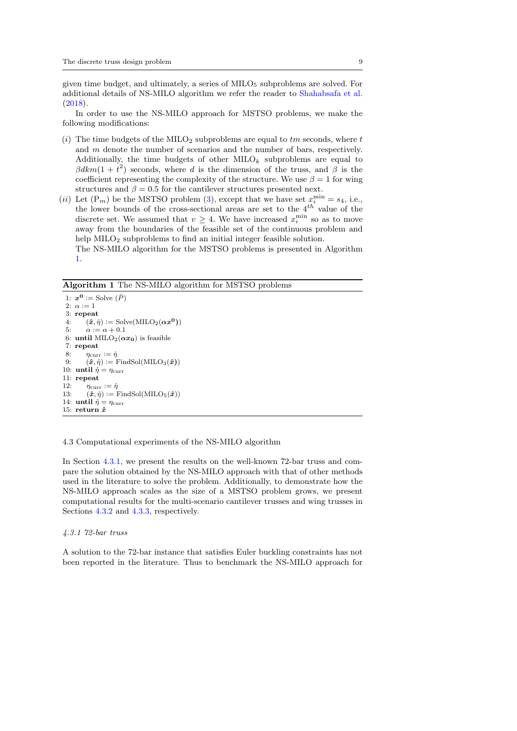given time budget, and ultimately, a series of $\text{MILO}_5$ subproblems are solved. For additional details of NS-MILO algorithm we refer the reader to Shahabsafa et al. (2018).

In order to use the NS-MILO approach for MSTSO problems, we make the following modifications:

($i$) The time budgets of the $\text{MILO}_2$ subproblems are equal to $tm$ seconds, where $t$ and $m$ denote the number of scenarios and the number of bars, respectively. Additionally, the time budgets of other $\text{MILO}_k$ subproblems are equal to $\beta dkm(1 + t^2)$ seconds, where $d$ is the dimension of the truss, and $\beta$ is the coefficient representing the complexity of the structure. We use $\beta = 1$ for wing structures and $\beta = 0.5$ for the cantilever structures presented next.

($ii$) Let $(\text{P}_m)$ be the MSTSO problem (3), except that we have set $x_i^{\min} = s_4$, i.e., the lower bounds of the cross-sectional areas are set to the $4^{th}$ value of the discrete set. We assumed that $v \geq 4$. We have increased $x_i^{\min}$ so as to move away from the boundaries of the feasible set of the continuous problem and help $\text{MILO}_2$ subproblems to find an initial integer feasible solution.

The NS-MILO algorithm for the MSTSO problems is presented in Algorithm 1.

**Algorithm 1** The NS-MILO algorithm for MSTSO problems

```
1: x⁰ := Solve (P̄)
2: α := 1
3: repeat
4:     (x̂, η̂) := Solve(MILO₂(αx⁰))
5:     α := α + 0.1
6: until MILO₂(αx₀) is feasible
7: repeat
8:     η_curr := η̂
9:     (x̂, η̂) := FindSol(MILO₃(x̂))
10: until η̂ = η_curr
11: repeat
12:     η_curr := η̂
13:     (x̂, η̂) := FindSol(MILO₅(x̂))
14: until η̂ = η_curr
15: return x̂
```

### 4.3 Computational experiments of the NS-MILO algorithm

In Section 4.3.1, we present the results on the well-known 72-bar truss and compare the solution obtained by the NS-MILO approach with that of other methods used in the literature to solve the problem. Additionally, to demonstrate how the NS-MILO approach scales as the size of a MSTSO problem grows, we present computational results for the multi-scenario cantilever trusses and wing trusses in Sections 4.3.2 and 4.3.3, respectively.

#### *4.3.1 72-bar truss*

A solution to the 72-bar instance that satisfies Euler buckling constraints has not been reported in the literature. Thus to benchmark the NS-MILO approach for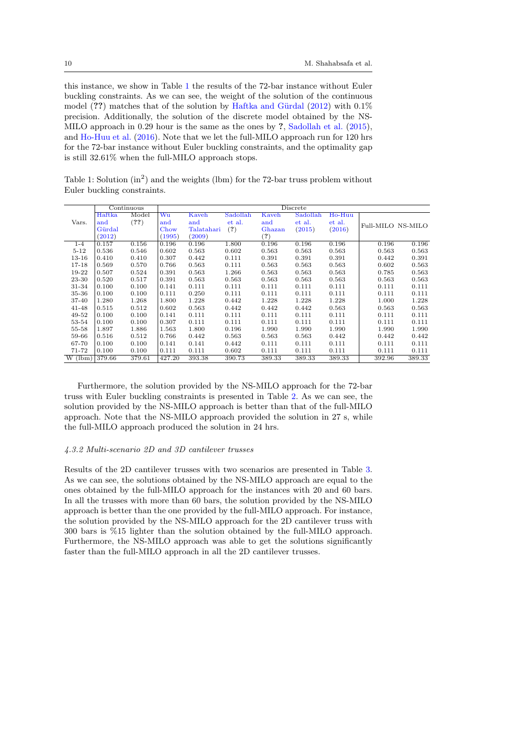this instance, we show in Table 1 the results of the 72-bar instance without Euler buckling constraints. As we can see, the weight of the solution of the continuous model (??) matches that of the solution by Haftka and Gürdal (2012) with 0.1% precision. Additionally, the solution of the discrete model obtained by the NS-MILO approach in 0.29 hour is the same as the ones by ?, Sadollah et al. (2015), and Ho-Huu et al. (2016). Note that we let the full-MILO approach run for 120 hrs for the 72-bar instance without Euler buckling constraints, and the optimality gap is still 32.61% when the full-MILO approach stops.

Table 1: Solution (in$^2$) and the weights (lbm) for the 72-bar truss problem without Euler buckling constraints.

| Vars. | Continuous | | Discrete | | | | | | | |
|---|---|---|---|---|---|---|---|---|---|---|
| | Haftka and Gürdal (2012) | Model (??) | Wu and Chow (1995) | Kaveh and Talatahari (2009) | Sadollah et al. (?) | Kaveh and Ghazan (?) | Sadollah et al. (2015) | Ho-Huu et al. (2016) | Full-MILO | NS-MILO |
| 1-4 | 0.157 | 0.156 | 0.196 | 0.196 | 1.800 | 0.196 | 0.196 | 0.196 | 0.196 | 0.196 |
| 5-12 | 0.536 | 0.546 | 0.602 | 0.563 | 0.602 | 0.563 | 0.563 | 0.563 | 0.563 | 0.563 |
| 13-16 | 0.410 | 0.410 | 0.307 | 0.442 | 0.111 | 0.391 | 0.391 | 0.391 | 0.442 | 0.391 |
| 17-18 | 0.569 | 0.570 | 0.766 | 0.563 | 0.111 | 0.563 | 0.563 | 0.563 | 0.602 | 0.563 |
| 19-22 | 0.507 | 0.524 | 0.391 | 0.563 | 1.266 | 0.563 | 0.563 | 0.563 | 0.785 | 0.563 |
| 23-30 | 0.520 | 0.517 | 0.391 | 0.563 | 0.563 | 0.563 | 0.563 | 0.563 | 0.563 | 0.563 |
| 31-34 | 0.100 | 0.100 | 0.141 | 0.111 | 0.111 | 0.111 | 0.111 | 0.111 | 0.111 | 0.111 |
| 35-36 | 0.100 | 0.100 | 0.111 | 0.250 | 0.111 | 0.111 | 0.111 | 0.111 | 0.111 | 0.111 |
| 37-40 | 1.280 | 1.268 | 1.800 | 1.228 | 0.442 | 1.228 | 1.228 | 1.228 | 1.000 | 1.228 |
| 41-48 | 0.515 | 0.512 | 0.602 | 0.563 | 0.442 | 0.442 | 0.442 | 0.563 | 0.563 | 0.563 |
| 49-52 | 0.100 | 0.100 | 0.141 | 0.111 | 0.111 | 0.111 | 0.111 | 0.111 | 0.111 | 0.111 |
| 53-54 | 0.100 | 0.100 | 0.307 | 0.111 | 0.111 | 0.111 | 0.111 | 0.111 | 0.111 | 0.111 |
| 55-58 | 1.897 | 1.886 | 1.563 | 1.800 | 0.196 | 1.990 | 1.990 | 1.990 | 1.990 | 1.990 |
| 59-66 | 0.516 | 0.512 | 0.766 | 0.442 | 0.563 | 0.563 | 0.563 | 0.442 | 0.442 | 0.442 |
| 67-70 | 0.100 | 0.100 | 0.141 | 0.141 | 0.442 | 0.111 | 0.111 | 0.111 | 0.111 | 0.111 |
| 71-72 | 0.100 | 0.100 | 0.111 | 0.111 | 0.602 | 0.111 | 0.111 | 0.111 | 0.111 | 0.111 |
| W (lbm) | 379.66 | 379.61 | 427.20 | 393.38 | 390.73 | 389.33 | 389.33 | 389.33 | 392.96 | 389.33 |

Furthermore, the solution provided by the NS-MILO approach for the 72-bar truss with Euler buckling constraints is presented in Table 2. As we can see, the solution provided by the NS-MILO approach is better than that of the full-MILO approach. Note that the NS-MILO approach provided the solution in 27 s, while the full-MILO approach produced the solution in 24 hrs.

#### *4.3.2 Multi-scenario 2D and 3D cantilever trusses*

Results of the 2D cantilever trusses with two scenarios are presented in Table 3. As we can see, the solutions obtained by the NS-MILO approach are equal to the ones obtained by the full-MILO approach for the instances with 20 and 60 bars. In all the trusses with more than 60 bars, the solution provided by the NS-MILO approach is better than the one provided by the full-MILO approach. For instance, the solution provided by the NS-MILO approach for the 2D cantilever truss with 300 bars is %15 lighter than the solution obtained by the full-MILO approach. Furthermore, the NS-MILO approach was able to get the solutions significantly faster than the full-MILO approach in all the 2D cantilever trusses.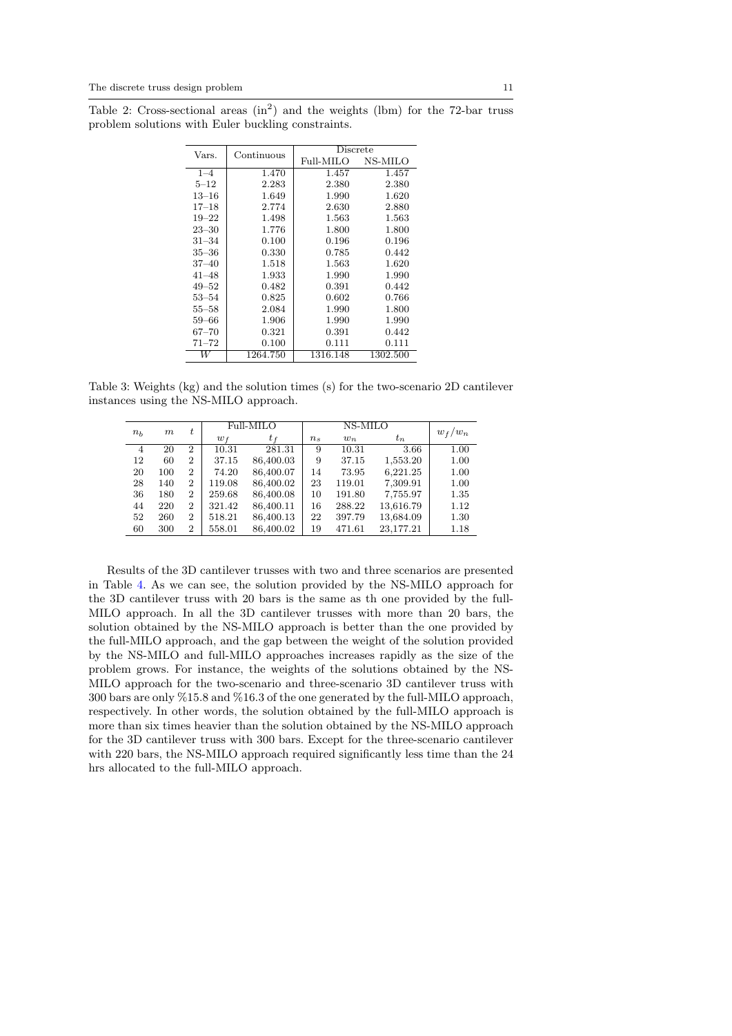Table 2: Cross-sectional areas ($\text{in}^2$) and the weights (lbm) for the 72-bar truss problem solutions with Euler buckling constraints.

| Vars. | Continuous | Discrete | |
|---|---|---|---|
| | | Full-MILO | NS-MILO |
| 1–4 | 1.470 | 1.457 | 1.457 |
| 5–12 | 2.283 | 2.380 | 2.380 |
| 13–16 | 1.649 | 1.990 | 1.620 |
| 17–18 | 2.774 | 2.630 | 2.880 |
| 19–22 | 1.498 | 1.563 | 1.563 |
| 23–30 | 1.776 | 1.800 | 1.800 |
| 31–34 | 0.100 | 0.196 | 0.196 |
| 35–36 | 0.330 | 0.785 | 0.442 |
| 37–40 | 1.518 | 1.563 | 1.620 |
| 41–48 | 1.933 | 1.990 | 1.990 |
| 49–52 | 0.482 | 0.391 | 0.442 |
| 53–54 | 0.825 | 0.602 | 0.766 |
| 55–58 | 2.084 | 1.990 | 1.800 |
| 59–66 | 1.906 | 1.990 | 1.990 |
| 67–70 | 0.321 | 0.391 | 0.442 |
| 71–72 | 0.100 | 0.111 | 0.111 |
| $W$ | 1264.750 | 1316.148 | 1302.500 |

Table 3: Weights (kg) and the solution times (s) for the two-scenario 2D cantilever instances using the NS-MILO approach.

| $n_b$ | $m$ | $t$ | Full-MILO | | NS-MILO | | | $w_f/w_n$ |
|---|---|---|---|---|---|---|---|---|
| | | | $w_f$ | $t_f$ | $n_s$ | $w_n$ | $t_n$ | |
| 4 | 20 | 2 | 10.31 | 281.31 | 9 | 10.31 | 3.66 | 1.00 |
| 12 | 60 | 2 | 37.15 | 86,400.03 | 9 | 37.15 | 1,553.20 | 1.00 |
| 20 | 100 | 2 | 74.20 | 86,400.07 | 14 | 73.95 | 6,221.25 | 1.00 |
| 28 | 140 | 2 | 119.08 | 86,400.02 | 23 | 119.01 | 7,309.91 | 1.00 |
| 36 | 180 | 2 | 259.68 | 86,400.08 | 10 | 191.80 | 7,755.97 | 1.35 |
| 44 | 220 | 2 | 321.42 | 86,400.11 | 16 | 288.22 | 13,616.79 | 1.12 |
| 52 | 260 | 2 | 518.21 | 86,400.13 | 22 | 397.79 | 13,684.09 | 1.30 |
| 60 | 300 | 2 | 558.01 | 86,400.02 | 19 | 471.61 | 23,177.21 | 1.18 |

Results of the 3D cantilever trusses with two and three scenarios are presented in Table 4. As we can see, the solution provided by the NS-MILO approach for the 3D cantilever truss with 20 bars is the same as th one provided by the full-MILO approach. In all the 3D cantilever trusses with more than 20 bars, the solution obtained by the NS-MILO approach is better than the one provided by the full-MILO approach, and the gap between the weight of the solution provided by the NS-MILO and full-MILO approaches increases rapidly as the size of the problem grows. For instance, the weights of the solutions obtained by the NS-MILO approach for the two-scenario and three-scenario 3D cantilever truss with 300 bars are only %15.8 and %16.3 of the one generated by the full-MILO approach, respectively. In other words, the solution obtained by the full-MILO approach is more than six times heavier than the solution obtained by the NS-MILO approach for the 3D cantilever truss with 300 bars. Except for the three-scenario cantilever with 220 bars, the NS-MILO approach required significantly less time than the 24 hrs allocated to the full-MILO approach.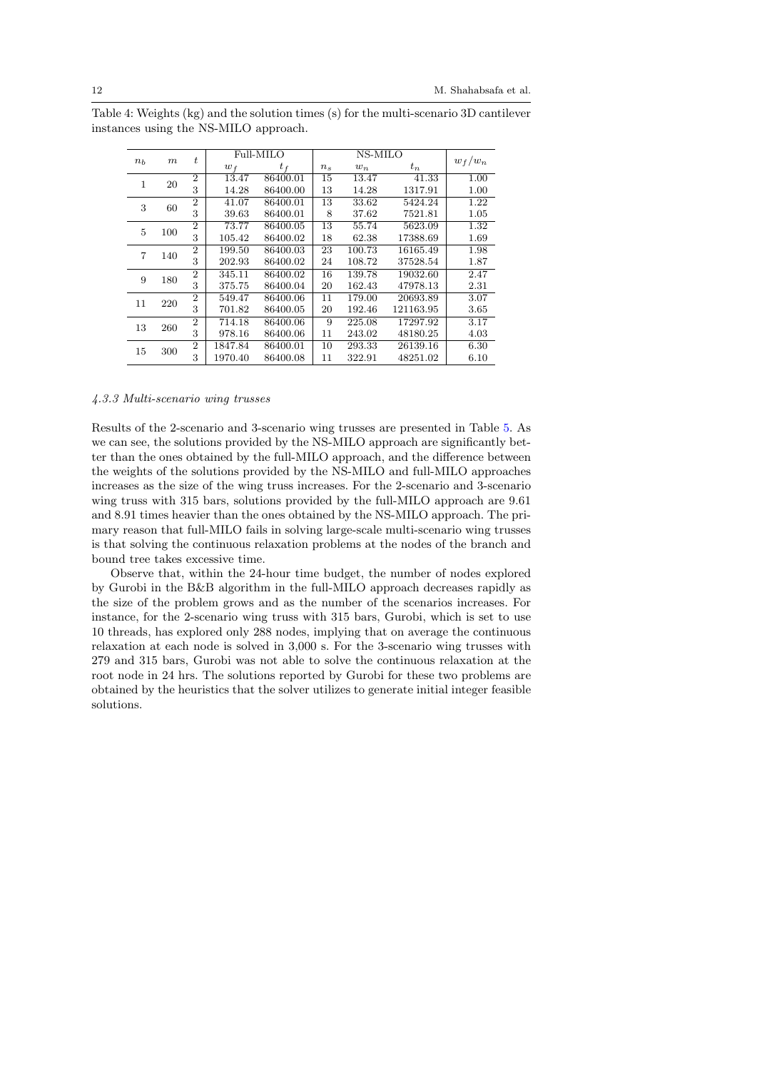Table 4: Weights (kg) and the solution times (s) for the multi-scenario 3D cantilever instances using the NS-MILO approach.

| $n_b$ | $m$ | $t$ | Full-MILO | | NS-MILO | | | $w_f/w_n$ |
|---|---|---|---|---|---|---|---|---|
| | | | $w_f$ | $t_f$ | $n_s$ | $w_n$ | $t_n$ | |
| 1 | 20 | 2 | 13.47 | 86400.01 | 15 | 13.47 | 41.33 | 1.00 |
| | | 3 | 14.28 | 86400.00 | 13 | 14.28 | 1317.91 | 1.00 |
| 3 | 60 | 2 | 41.07 | 86400.01 | 13 | 33.62 | 5424.24 | 1.22 |
| | | 3 | 39.63 | 86400.01 | 8 | 37.62 | 7521.81 | 1.05 |
| 5 | 100 | 2 | 73.77 | 86400.05 | 13 | 55.74 | 5623.09 | 1.32 |
| | | 3 | 105.42 | 86400.02 | 18 | 62.38 | 17388.69 | 1.69 |
| 7 | 140 | 2 | 199.50 | 86400.03 | 23 | 100.73 | 16165.49 | 1.98 |
| | | 3 | 202.93 | 86400.02 | 24 | 108.72 | 37528.54 | 1.87 |
| 9 | 180 | 2 | 345.11 | 86400.02 | 16 | 139.78 | 19032.60 | 2.47 |
| | | 3 | 375.75 | 86400.04 | 20 | 162.43 | 47978.13 | 2.31 |
| 11 | 220 | 2 | 549.47 | 86400.06 | 11 | 179.00 | 20693.89 | 3.07 |
| | | 3 | 701.82 | 86400.05 | 20 | 192.46 | 121163.95 | 3.65 |
| 13 | 260 | 2 | 714.18 | 86400.06 | 9 | 225.08 | 17297.92 | 3.17 |
| | | 3 | 978.16 | 86400.06 | 11 | 243.02 | 48180.25 | 4.03 |
| 15 | 300 | 2 | 1847.84 | 86400.01 | 10 | 293.33 | 26139.16 | 6.30 |
| | | 3 | 1970.40 | 86400.08 | 11 | 322.91 | 48251.02 | 6.10 |

#### *4.3.3 Multi-scenario wing trusses*

Results of the 2-scenario and 3-scenario wing trusses are presented in Table 5. As we can see, the solutions provided by the NS-MILO approach are significantly better than the ones obtained by the full-MILO approach, and the difference between the weights of the solutions provided by the NS-MILO and full-MILO approaches increases as the size of the wing truss increases. For the 2-scenario and 3-scenario wing truss with 315 bars, solutions provided by the full-MILO approach are 9.61 and 8.91 times heavier than the ones obtained by the NS-MILO approach. The primary reason that full-MILO fails in solving large-scale multi-scenario wing trusses is that solving the continuous relaxation problems at the nodes of the branch and bound tree takes excessive time.

Observe that, within the 24-hour time budget, the number of nodes explored by Gurobi in the B&B algorithm in the full-MILO approach decreases rapidly as the size of the problem grows and as the number of the scenarios increases. For instance, for the 2-scenario wing truss with 315 bars, Gurobi, which is set to use 10 threads, has explored only 288 nodes, implying that on average the continuous relaxation at each node is solved in 3,000 s. For the 3-scenario wing trusses with 279 and 315 bars, Gurobi was not able to solve the continuous relaxation at the root node in 24 hrs. The solutions reported by Gurobi for these two problems are obtained by the heuristics that the solver utilizes to generate initial integer feasible solutions.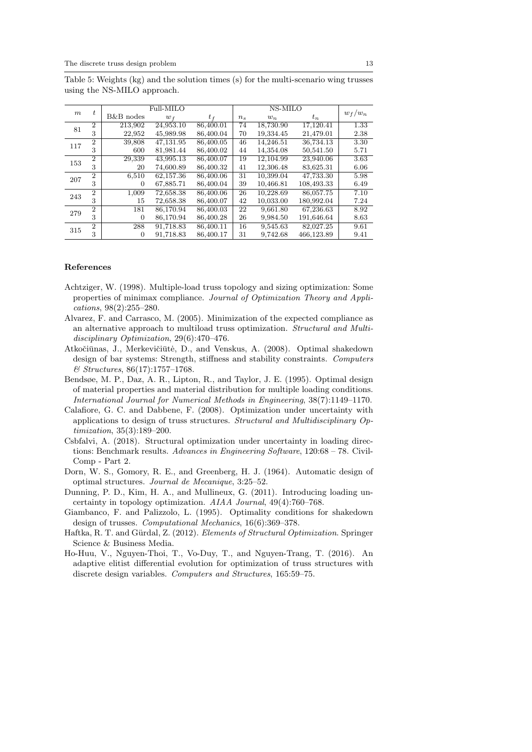Table 5: Weights (kg) and the solution times (s) for the multi-scenario wing trusses using the NS-MILO approach.

| $m$ | $t$ | Full-MILO | | | NS-MILO | | | $w_f/w_n$ |
|---|---|---|---|---|---|---|---|---|
| | | B&B nodes | $w_f$ | $t_f$ | $n_s$ | $w_n$ | $t_n$ | |
| 81 | 2 | 213,902 | 24,953.10 | 86,400.01 | 74 | 18,730.90 | 17,120.41 | 1.33 |
| | 3 | 22,952 | 45,989.98 | 86,400.04 | 70 | 19,334.45 | 21,479.01 | 2.38 |
| 117 | 2 | 39,808 | 47,131.95 | 86,400.05 | 46 | 14,246.51 | 36,734.13 | 3.30 |
| | 3 | 600 | 81,981.44 | 86,400.02 | 44 | 14,354.08 | 50,541.50 | 5.71 |
| 153 | 2 | 29,339 | 43,995.13 | 86,400.07 | 19 | 12,104.99 | 23,940.06 | 3.63 |
| | 3 | 20 | 74,600.89 | 86,400.32 | 41 | 12,306.48 | 83,625.31 | 6.06 |
| 207 | 2 | 6,510 | 62,157.36 | 86,400.06 | 31 | 10,399.04 | 47,733.30 | 5.98 |
| | 3 | 0 | 67,885.71 | 86,400.04 | 39 | 10,466.81 | 108,493.33 | 6.49 |
| 243 | 2 | 1,009 | 72,658.38 | 86,400.06 | 26 | 10,228.69 | 86,057.75 | 7.10 |
| | 3 | 15 | 72,658.38 | 86,400.07 | 42 | 10,033.00 | 180,992.04 | 7.24 |
| 279 | 2 | 181 | 86,170.94 | 86,400.03 | 22 | 9,661.80 | 67,236.63 | 8.92 |
| | 3 | 0 | 86,170.94 | 86,400.28 | 26 | 9,984.50 | 191,646.64 | 8.63 |
| 315 | 2 | 288 | 91,718.83 | 86,400.11 | 16 | 9,545.63 | 82,027.25 | 9.61 |
| | 3 | 0 | 91,718.83 | 86,400.17 | 31 | 9,742.68 | 466,123.89 | 9.41 |

## References

Achtziger, W. (1998). Multiple-load truss topology and sizing optimization: Some properties of minimax compliance. *Journal of Optimization Theory and Applications*, 98(2):255–280.

Alvarez, F. and Carrasco, M. (2005). Minimization of the expected compliance as an alternative approach to multiload truss optimization. *Structural and Multidisciplinary Optimization*, 29(6):470–476.

Atkočiūnas, J., Merkevičiūtė, D., and Venskus, A. (2008). Optimal shakedown design of bar systems: Strength, stiffness and stability constraints. *Computers & Structures*, 86(17):1757–1768.

Bendsøe, M. P., Daz, A. R., Lipton, R., and Taylor, J. E. (1995). Optimal design of material properties and material distribution for multiple loading conditions. *International Journal for Numerical Methods in Engineering*, 38(7):1149–1170.

Calafiore, G. C. and Dabbene, F. (2008). Optimization under uncertainty with applications to design of truss structures. *Structural and Multidisciplinary Optimization*, 35(3):189–200.

Csbfalvi, A. (2018). Structural optimization under uncertainty in loading directions: Benchmark results. *Advances in Engineering Software*, 120:68 – 78. Civil-Comp - Part 2.

Dorn, W. S., Gomory, R. E., and Greenberg, H. J. (1964). Automatic design of optimal structures. *Journal de Mecanique*, 3:25–52.

Dunning, P. D., Kim, H. A., and Mullineux, G. (2011). Introducing loading uncertainty in topology optimization. *AIAA Journal*, 49(4):760–768.

Giambanco, F. and Palizzolo, L. (1995). Optimality conditions for shakedown design of trusses. *Computational Mechanics*, 16(6):369–378.

Haftka, R. T. and Gürdal, Z. (2012). *Elements of Structural Optimization*. Springer Science & Business Media.

Ho-Huu, V., Nguyen-Thoi, T., Vo-Duy, T., and Nguyen-Trang, T. (2016). An adaptive elitist differential evolution for optimization of truss structures with discrete design variables. *Computers and Structures*, 165:59–75.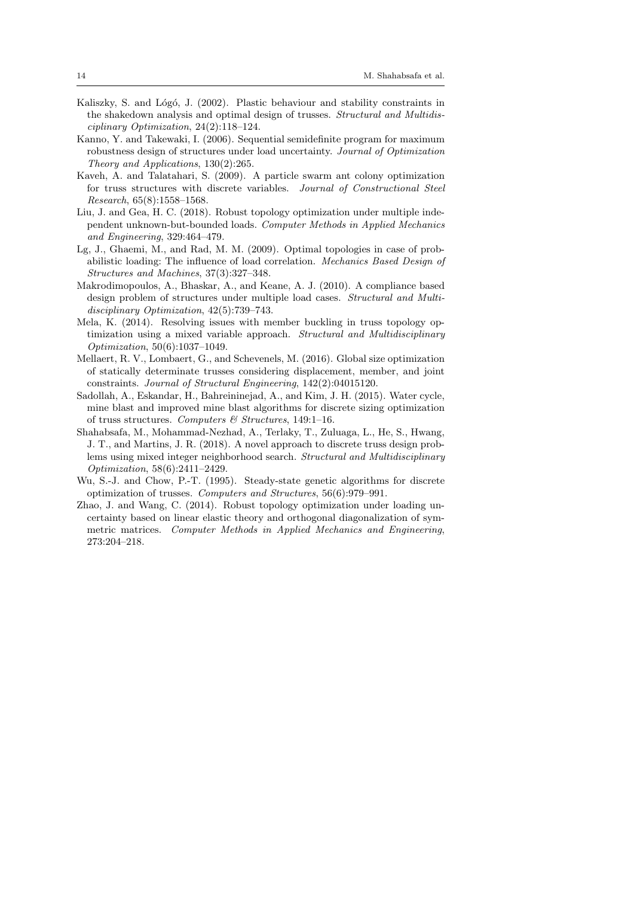Kaliszky, S. and Lógó, J. (2002). Plastic behaviour and stability constraints in the shakedown analysis and optimal design of trusses. *Structural and Multidisciplinary Optimization*, 24(2):118–124.

Kanno, Y. and Takewaki, I. (2006). Sequential semidefinite program for maximum robustness design of structures under load uncertainty. *Journal of Optimization Theory and Applications*, 130(2):265.

Kaveh, A. and Talatahari, S. (2009). A particle swarm ant colony optimization for truss structures with discrete variables. *Journal of Constructional Steel Research*, 65(8):1558–1568.

Liu, J. and Gea, H. C. (2018). Robust topology optimization under multiple independent unknown-but-bounded loads. *Computer Methods in Applied Mechanics and Engineering*, 329:464–479.

Lg, J., Ghaemi, M., and Rad, M. M. (2009). Optimal topologies in case of probabilistic loading: The influence of load correlation. *Mechanics Based Design of Structures and Machines*, 37(3):327–348.

Makrodimopoulos, A., Bhaskar, A., and Keane, A. J. (2010). A compliance based design problem of structures under multiple load cases. *Structural and Multidisciplinary Optimization*, 42(5):739–743.

Mela, K. (2014). Resolving issues with member buckling in truss topology optimization using a mixed variable approach. *Structural and Multidisciplinary Optimization*, 50(6):1037–1049.

Mellaert, R. V., Lombaert, G., and Schevenels, M. (2016). Global size optimization of statically determinate trusses considering displacement, member, and joint constraints. *Journal of Structural Engineering*, 142(2):04015120.

Sadollah, A., Eskandar, H., Bahreininejad, A., and Kim, J. H. (2015). Water cycle, mine blast and improved mine blast algorithms for discrete sizing optimization of truss structures. *Computers & Structures*, 149:1–16.

Shahabsafa, M., Mohammad-Nezhad, A., Terlaky, T., Zuluaga, L., He, S., Hwang, J. T., and Martins, J. R. (2018). A novel approach to discrete truss design problems using mixed integer neighborhood search. *Structural and Multidisciplinary Optimization*, 58(6):2411–2429.

Wu, S.-J. and Chow, P.-T. (1995). Steady-state genetic algorithms for discrete optimization of trusses. *Computers and Structures*, 56(6):979–991.

Zhao, J. and Wang, C. (2014). Robust topology optimization under loading uncertainty based on linear elastic theory and orthogonal diagonalization of symmetric matrices. *Computer Methods in Applied Mechanics and Engineering*, 273:204–218.